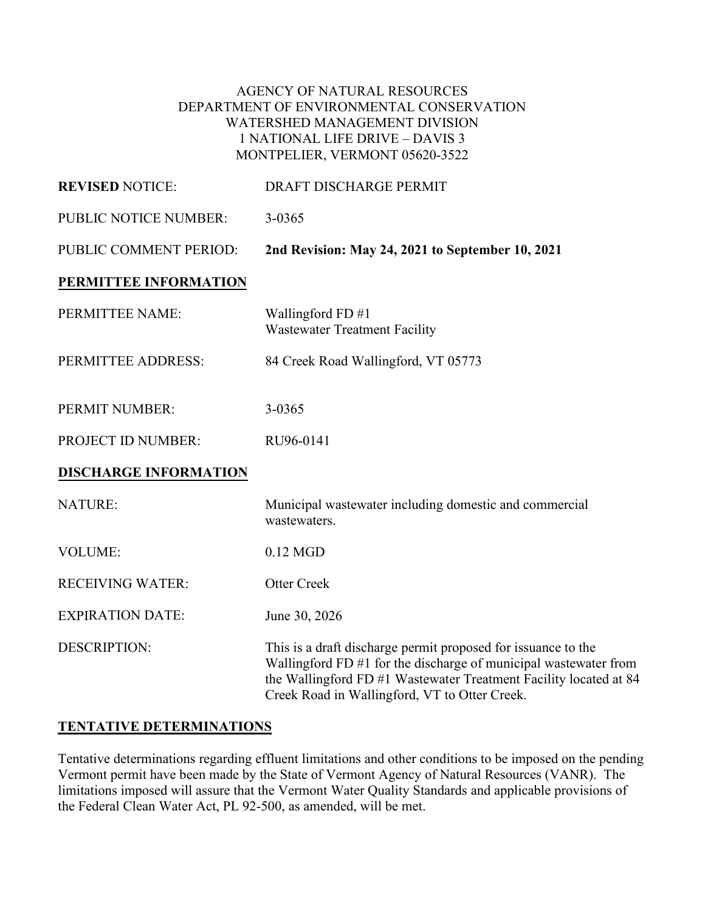AGENCY OF NATURAL RESOURCES
DEPARTMENT OF ENVIRONMENTAL CONSERVATION
WATERSHED MANAGEMENT DIVISION
1 NATIONAL LIFE DRIVE – DAVIS 3
MONTPELIER, VERMONT 05620-3522

**REVISED** NOTICE: DRAFT DISCHARGE PERMIT

PUBLIC NOTICE NUMBER: 3-0365

PUBLIC COMMENT PERIOD: **2nd Revision: May 24, 2021 to September 10, 2021**

## PERMITTEE INFORMATION

PERMITTEE NAME: Wallingford FD #1
Wastewater Treatment Facility

PERMITTEE ADDRESS: 84 Creek Road Wallingford, VT 05773

PERMIT NUMBER: 3-0365

PROJECT ID NUMBER: RU96-0141

## DISCHARGE INFORMATION

NATURE: Municipal wastewater including domestic and commercial wastewaters.

VOLUME: 0.12 MGD

RECEIVING WATER: Otter Creek

EXPIRATION DATE: June 30, 2026

DESCRIPTION: This is a draft discharge permit proposed for issuance to the Wallingford FD #1 for the discharge of municipal wastewater from the Wallingford FD #1 Wastewater Treatment Facility located at 84 Creek Road in Wallingford, VT to Otter Creek.

## TENTATIVE DETERMINATIONS

Tentative determinations regarding effluent limitations and other conditions to be imposed on the pending Vermont permit have been made by the State of Vermont Agency of Natural Resources (VANR). The limitations imposed will assure that the Vermont Water Quality Standards and applicable provisions of the Federal Clean Water Act, PL 92-500, as amended, will be met.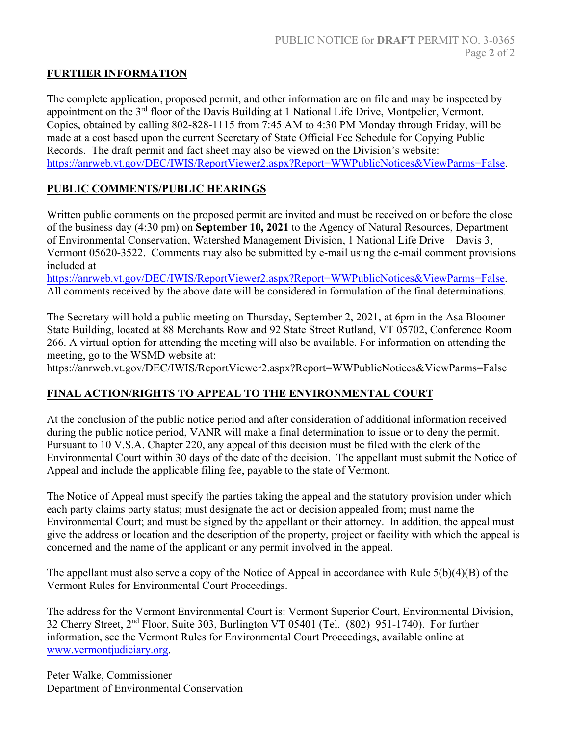## FURTHER INFORMATION

The complete application, proposed permit, and other information are on file and may be inspected by appointment on the 3rd floor of the Davis Building at 1 National Life Drive, Montpelier, Vermont. Copies, obtained by calling 802-828-1115 from 7:45 AM to 4:30 PM Monday through Friday, will be made at a cost based upon the current Secretary of State Official Fee Schedule for Copying Public Records. The draft permit and fact sheet may also be viewed on the Division's website: https://anrweb.vt.gov/DEC/IWIS/ReportViewer2.aspx?Report=WWPublicNotices&ViewParms=False.

## PUBLIC COMMENTS/PUBLIC HEARINGS

Written public comments on the proposed permit are invited and must be received on or before the close of the business day (4:30 pm) on **September 10, 2021** to the Agency of Natural Resources, Department of Environmental Conservation, Watershed Management Division, 1 National Life Drive – Davis 3, Vermont 05620-3522. Comments may also be submitted by e-mail using the e-mail comment provisions included at https://anrweb.vt.gov/DEC/IWIS/ReportViewer2.aspx?Report=WWPublicNotices&ViewParms=False. All comments received by the above date will be considered in formulation of the final determinations.

The Secretary will hold a public meeting on Thursday, September 2, 2021, at 6pm in the Asa Bloomer State Building, located at 88 Merchants Row and 92 State Street Rutland, VT 05702, Conference Room 266. A virtual option for attending the meeting will also be available. For information on attending the meeting, go to the WSMD website at:
https://anrweb.vt.gov/DEC/IWIS/ReportViewer2.aspx?Report=WWPublicNotices&ViewParms=False

## FINAL ACTION/RIGHTS TO APPEAL TO THE ENVIRONMENTAL COURT

At the conclusion of the public notice period and after consideration of additional information received during the public notice period, VANR will make a final determination to issue or to deny the permit. Pursuant to 10 V.S.A. Chapter 220, any appeal of this decision must be filed with the clerk of the Environmental Court within 30 days of the date of the decision. The appellant must submit the Notice of Appeal and include the applicable filing fee, payable to the state of Vermont.

The Notice of Appeal must specify the parties taking the appeal and the statutory provision under which each party claims party status; must designate the act or decision appealed from; must name the Environmental Court; and must be signed by the appellant or their attorney. In addition, the appeal must give the address or location and the description of the property, project or facility with which the appeal is concerned and the name of the applicant or any permit involved in the appeal.

The appellant must also serve a copy of the Notice of Appeal in accordance with Rule 5(b)(4)(B) of the Vermont Rules for Environmental Court Proceedings.

The address for the Vermont Environmental Court is: Vermont Superior Court, Environmental Division, 32 Cherry Street, 2nd Floor, Suite 303, Burlington VT 05401 (Tel. (802) 951-1740). For further information, see the Vermont Rules for Environmental Court Proceedings, available online at www.vermontjudiciary.org.

Peter Walke, Commissioner
Department of Environmental Conservation